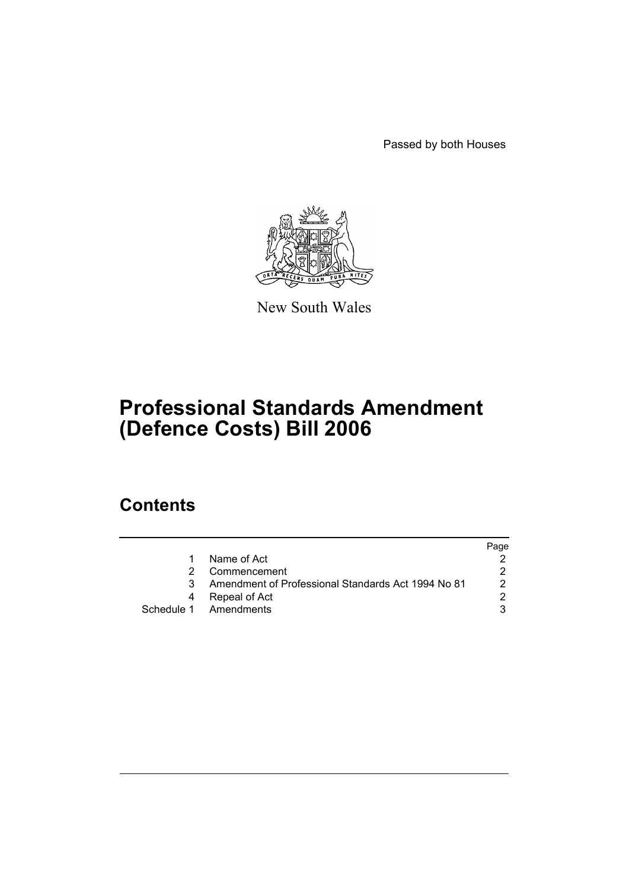Passed by both Houses

New South Wales

# Professional Standards Amendment (Defence Costs) Bill 2006

## Contents

| | | Page |
|---|---|---|
| 1 | Name of Act | 2 |
| 2 | Commencement | 2 |
| 3 | Amendment of Professional Standards Act 1994 No 81 | 2 |
| 4 | Repeal of Act | 2 |
| Schedule 1 | Amendments | 3 |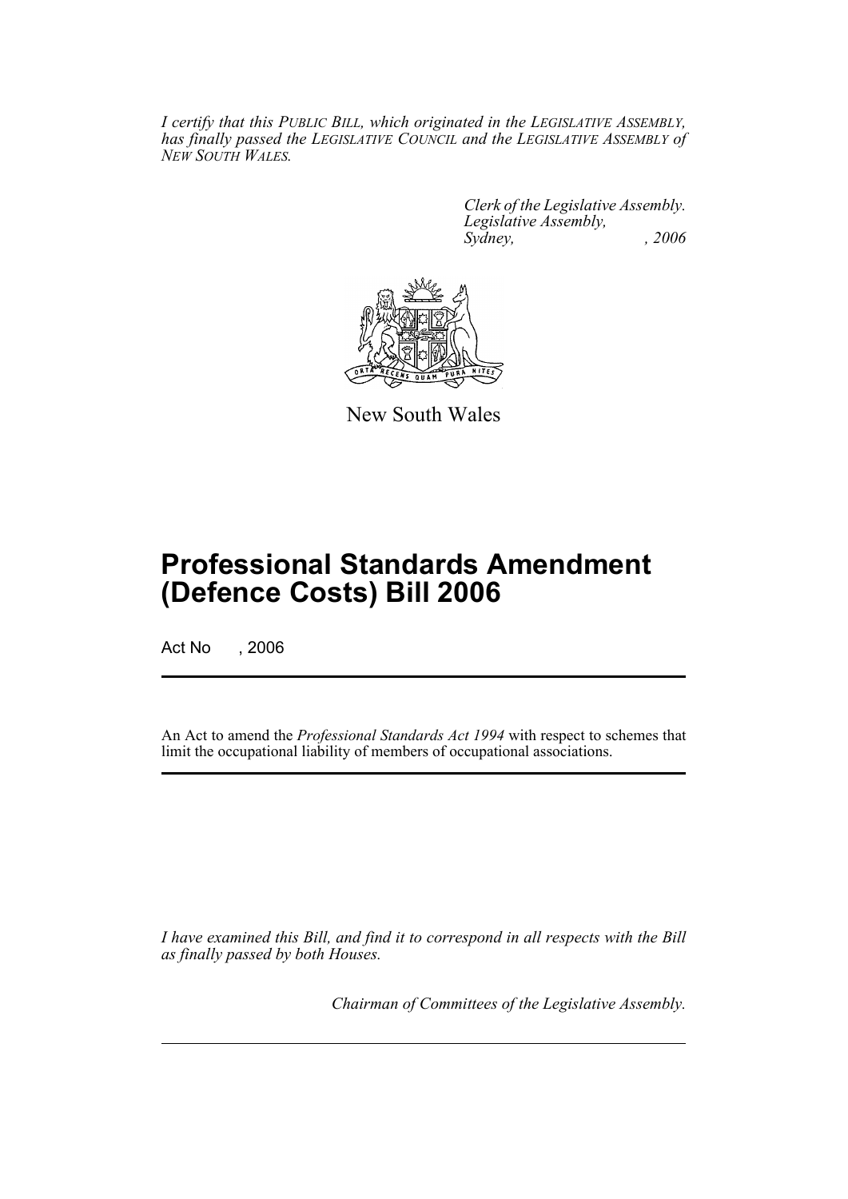*I certify that this PUBLIC BILL, which originated in the LEGISLATIVE ASSEMBLY, has finally passed the LEGISLATIVE COUNCIL and the LEGISLATIVE ASSEMBLY of NEW SOUTH WALES.*

*Clerk of the Legislative Assembly.*
*Legislative Assembly,*
*Sydney, , 2006*

New South Wales

# Professional Standards Amendment (Defence Costs) Bill 2006

Act No , 2006

An Act to amend the *Professional Standards Act 1994* with respect to schemes that limit the occupational liability of members of occupational associations.

*I have examined this Bill, and find it to correspond in all respects with the Bill as finally passed by both Houses.*

*Chairman of Committees of the Legislative Assembly.*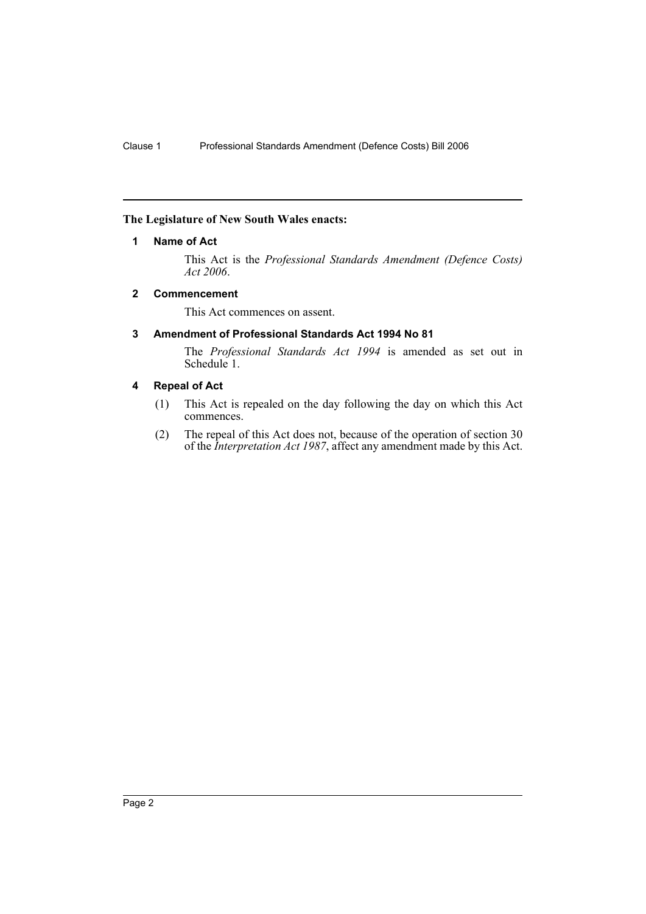**The Legislature of New South Wales enacts:**

### 1 Name of Act

This Act is the *Professional Standards Amendment (Defence Costs) Act 2006*.

### 2 Commencement

This Act commences on assent.

### 3 Amendment of Professional Standards Act 1994 No 81

The *Professional Standards Act 1994* is amended as set out in Schedule 1.

### 4 Repeal of Act

(1) This Act is repealed on the day following the day on which this Act commences.

(2) The repeal of this Act does not, because of the operation of section 30 of the *Interpretation Act 1987*, affect any amendment made by this Act.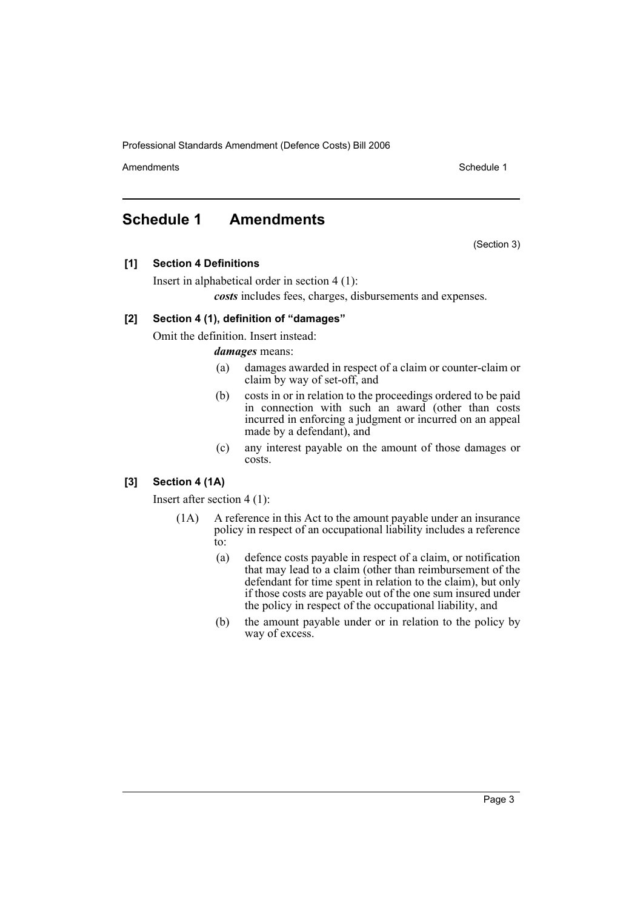## Schedule 1 Amendments

(Section 3)

**[1] Section 4 Definitions**

Insert in alphabetical order in section 4 (1):

***costs*** includes fees, charges, disbursements and expenses.

**[2] Section 4 (1), definition of "damages"**

Omit the definition. Insert instead:

***damages*** means:

- (a) damages awarded in respect of a claim or counter-claim or claim by way of set-off, and
- (b) costs in or in relation to the proceedings ordered to be paid in connection with such an award (other than costs incurred in enforcing a judgment or incurred on an appeal made by a defendant), and
- (c) any interest payable on the amount of those damages or costs.

**[3] Section 4 (1A)**

Insert after section 4 (1):

(1A) A reference in this Act to the amount payable under an insurance policy in respect of an occupational liability includes a reference to:

- (a) defence costs payable in respect of a claim, or notification that may lead to a claim (other than reimbursement of the defendant for time spent in relation to the claim), but only if those costs are payable out of the one sum insured under the policy in respect of the occupational liability, and
- (b) the amount payable under or in relation to the policy by way of excess.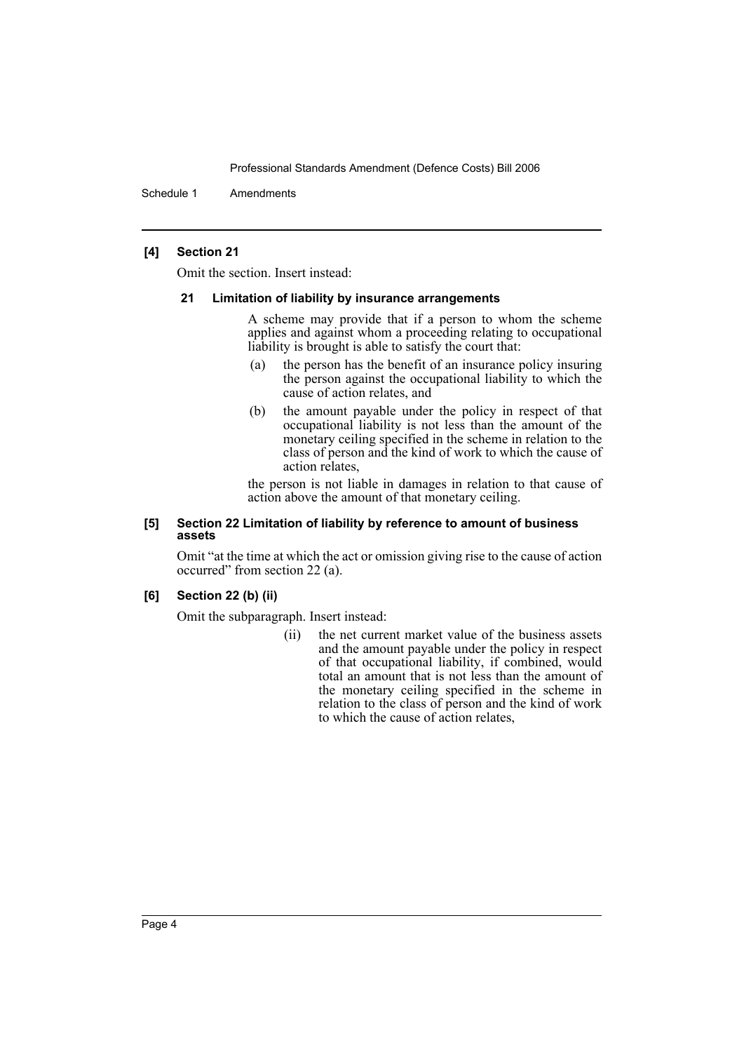**[4] Section 21**

Omit the section. Insert instead:

**21 Limitation of liability by insurance arrangements**

A scheme may provide that if a person to whom the scheme applies and against whom a proceeding relating to occupational liability is brought is able to satisfy the court that:

(a) the person has the benefit of an insurance policy insuring the person against the occupational liability to which the cause of action relates, and

(b) the amount payable under the policy in respect of that occupational liability is not less than the amount of the monetary ceiling specified in the scheme in relation to the class of person and the kind of work to which the cause of action relates,

the person is not liable in damages in relation to that cause of action above the amount of that monetary ceiling.

**[5] Section 22 Limitation of liability by reference to amount of business assets**

Omit "at the time at which the act or omission giving rise to the cause of action occurred" from section 22 (a).

**[6] Section 22 (b) (ii)**

Omit the subparagraph. Insert instead:

(ii) the net current market value of the business assets and the amount payable under the policy in respect of that occupational liability, if combined, would total an amount that is not less than the amount of the monetary ceiling specified in the scheme in relation to the class of person and the kind of work to which the cause of action relates,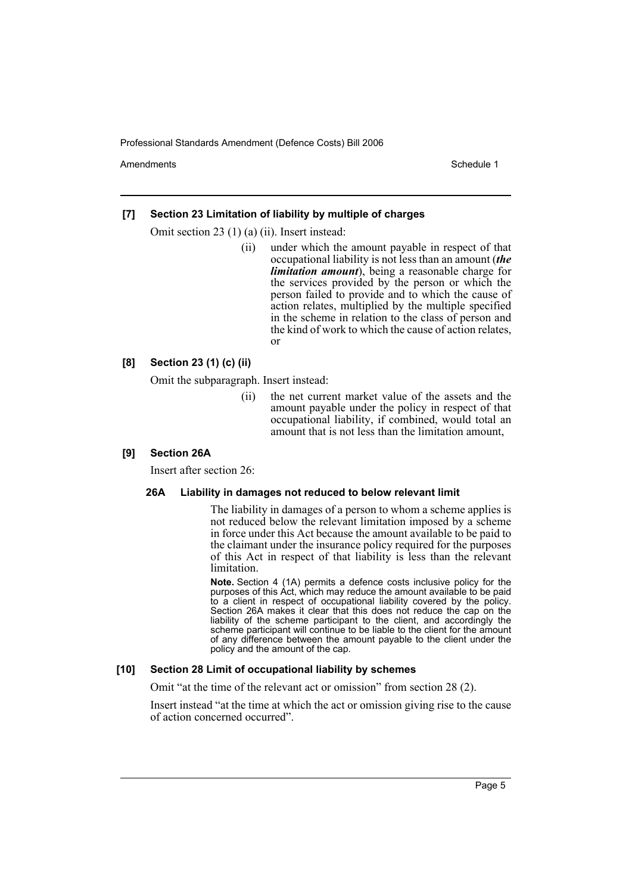### [7] Section 23 Limitation of liability by multiple of charges

Omit section 23 (1) (a) (ii). Insert instead:

> (ii) under which the amount payable in respect of that occupational liability is not less than an amount (***the limitation amount***), being a reasonable charge for the services provided by the person or which the person failed to provide and to which the cause of action relates, multiplied by the multiple specified in the scheme in relation to the class of person and the kind of work to which the cause of action relates, or

### [8] Section 23 (1) (c) (ii)

Omit the subparagraph. Insert instead:

> (ii) the net current market value of the assets and the amount payable under the policy in respect of that occupational liability, if combined, would total an amount that is not less than the limitation amount,

### [9] Section 26A

Insert after section 26:

#### 26A Liability in damages not reduced to below relevant limit

The liability in damages of a person to whom a scheme applies is not reduced below the relevant limitation imposed by a scheme in force under this Act because the amount available to be paid to the claimant under the insurance policy required for the purposes of this Act in respect of that liability is less than the relevant limitation.

**Note.** Section 4 (1A) permits a defence costs inclusive policy for the purposes of this Act, which may reduce the amount available to be paid to a client in respect of occupational liability covered by the policy. Section 26A makes it clear that this does not reduce the cap on the liability of the scheme participant to the client, and accordingly the scheme participant will continue to be liable to the client for the amount of any difference between the amount payable to the client under the policy and the amount of the cap.

### [10] Section 28 Limit of occupational liability by schemes

Omit "at the time of the relevant act or omission" from section 28 (2).

Insert instead "at the time at which the act or omission giving rise to the cause of action concerned occurred".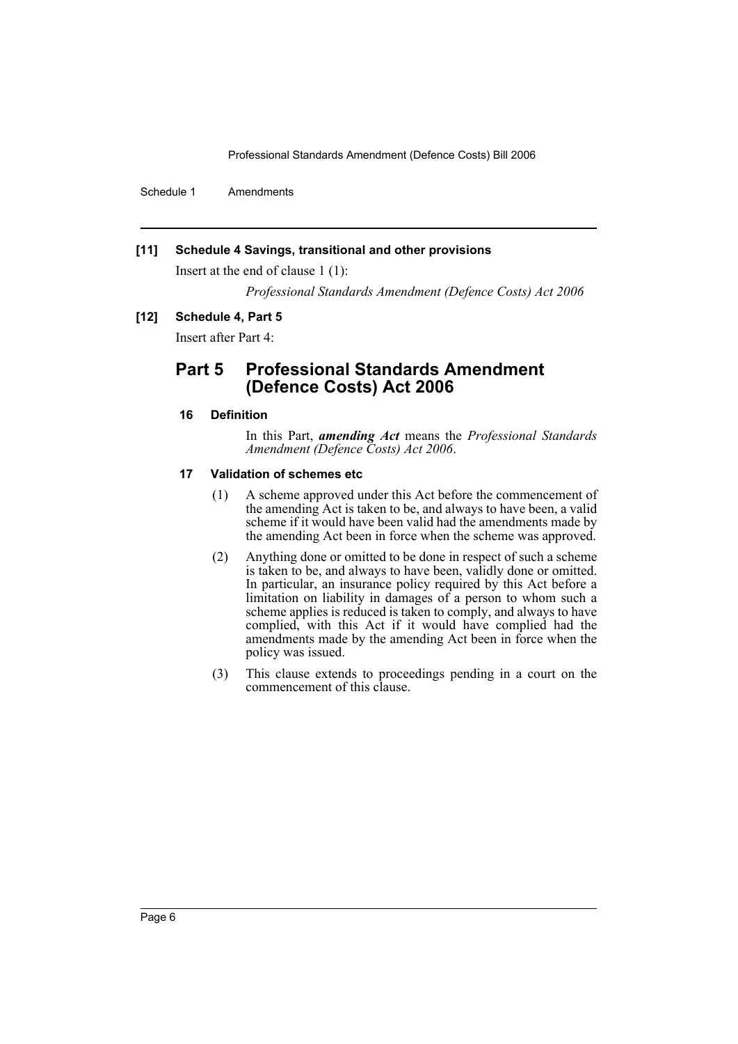**[11] Schedule 4 Savings, transitional and other provisions**

Insert at the end of clause 1 (1):

*Professional Standards Amendment (Defence Costs) Act 2006*

**[12] Schedule 4, Part 5**

Insert after Part 4:

## Part 5 Professional Standards Amendment (Defence Costs) Act 2006

### 16 Definition

In this Part, ***amending Act*** means the *Professional Standards Amendment (Defence Costs) Act 2006*.

### 17 Validation of schemes etc

(1) A scheme approved under this Act before the commencement of the amending Act is taken to be, and always to have been, a valid scheme if it would have been valid had the amendments made by the amending Act been in force when the scheme was approved.

(2) Anything done or omitted to be done in respect of such a scheme is taken to be, and always to have been, validly done or omitted. In particular, an insurance policy required by this Act before a limitation on liability in damages of a person to whom such a scheme applies is reduced is taken to comply, and always to have complied, with this Act if it would have complied had the amendments made by the amending Act been in force when the policy was issued.

(3) This clause extends to proceedings pending in a court on the commencement of this clause.